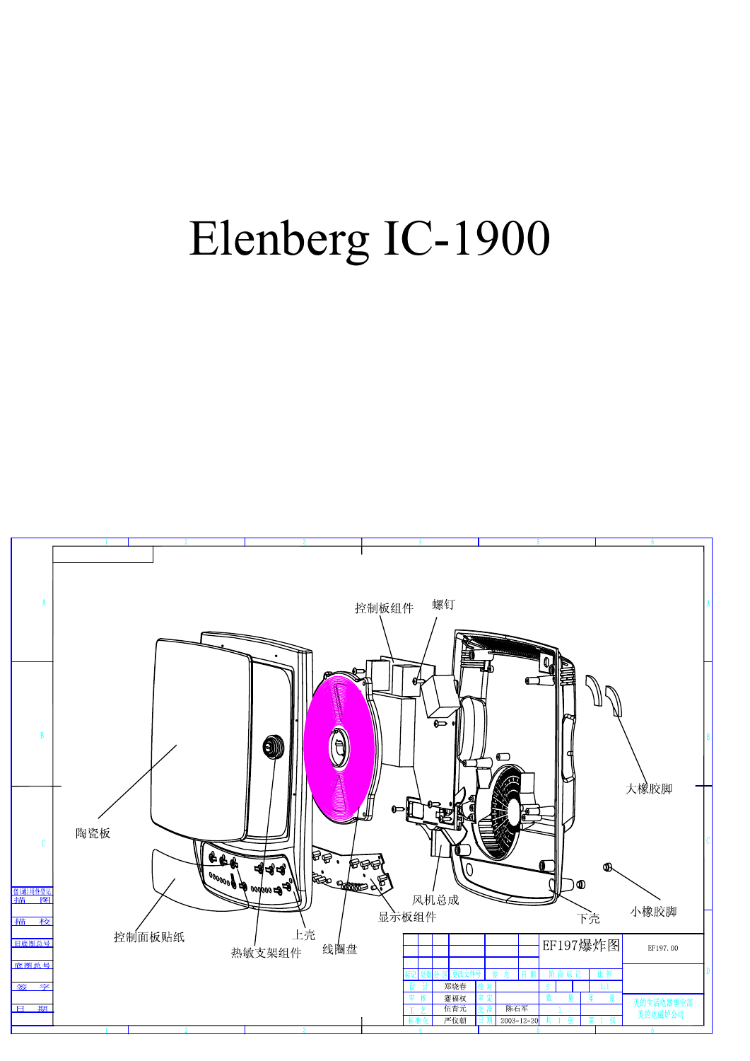# Elenberg IC-1900

控制板组件

螺钉

大橡胶脚

陶瓷板

风机总成

显示板组件

下壳

小橡胶脚

控制面板贴纸

上壳

热敏支架组件

线圈盘

EF197爆炸图

EF197.00

| | | | | | |
|---|---|---|---|---|---|
| 设计 | 郑晓春 | 校对 | | | |
| 审核 | 蹇福权 | 审定 | | | |
| 工艺 | 伍青元 | 批准 | 陈石军 | | |
| 标准化 | 严仪钢 | 日期 | 2003-12-20 | | |

美的生活电器事业部
美的电磁炉公司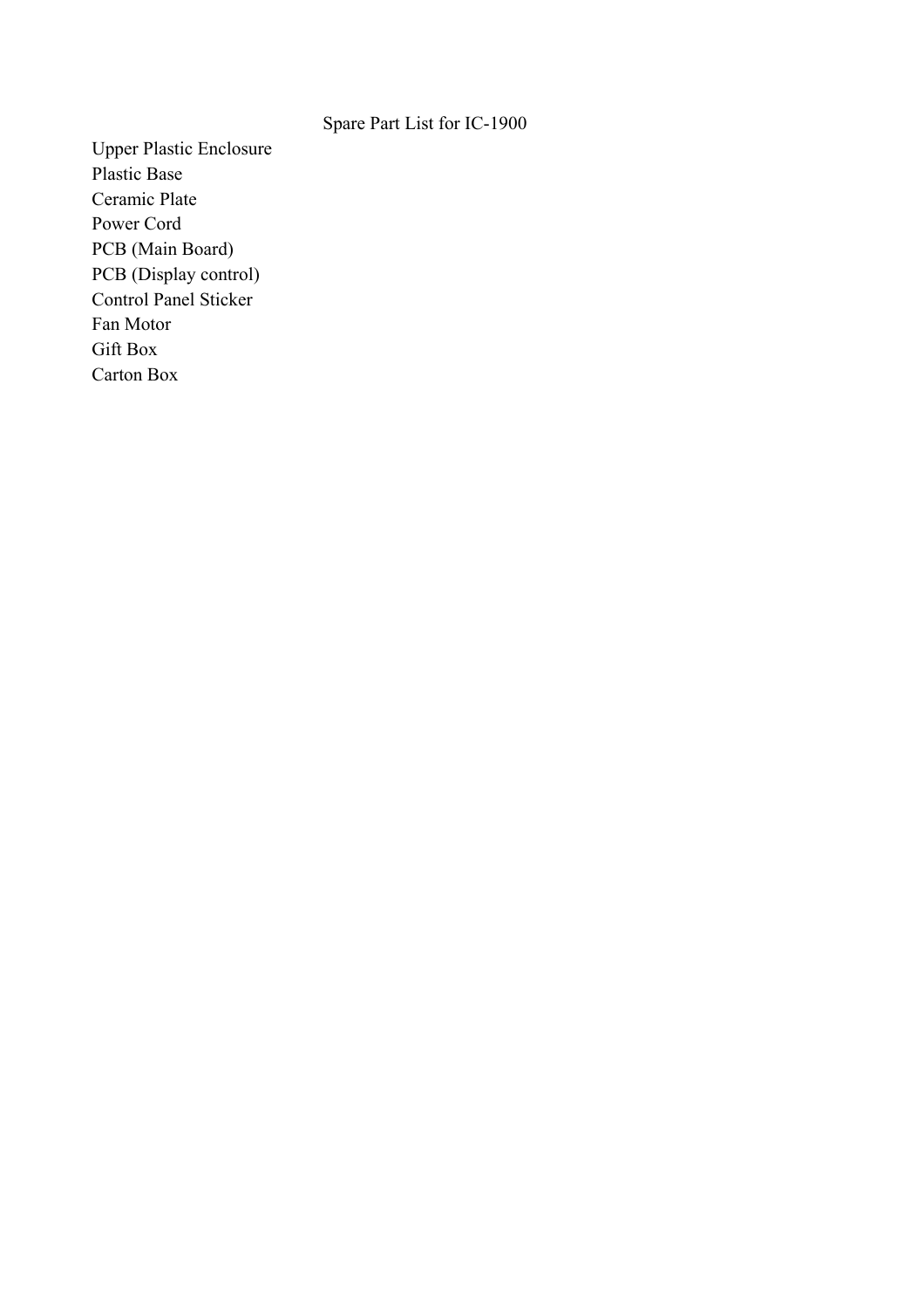# Spare Part List for IC-1900

Upper Plastic Enclosure
Plastic Base
Ceramic Plate
Power Cord
PCB (Main Board)
PCB (Display control)
Control Panel Sticker
Fan Motor
Gift Box
Carton Box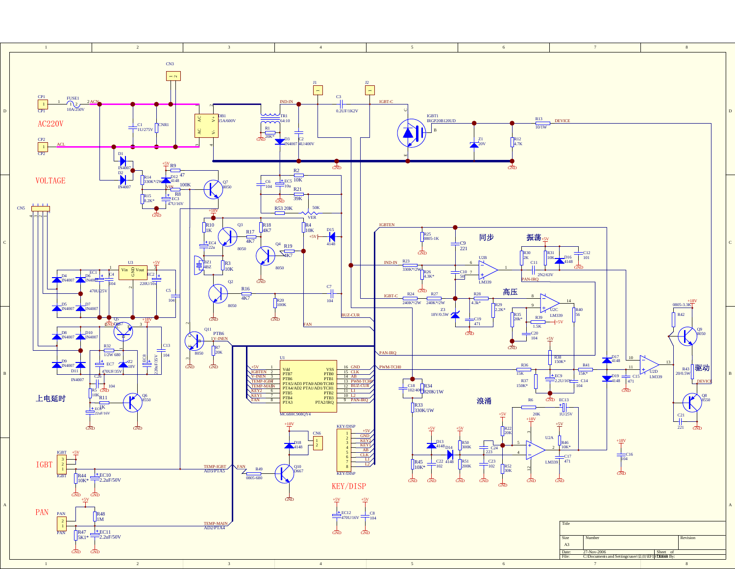AC220V

VOLTAGE

上电延时

IGBT

PAN

同步

振荡

高压

浪涌

驱动

KEY/DISP

| | |
|---|---|
| Title | |
| Size | A3 |
| Number | |
| Revision | |
| Date: | 27-Nov-2006 |
| File: | C:\Documents and Settings\user\... |
| Sheet of | |
| Drawn By: | |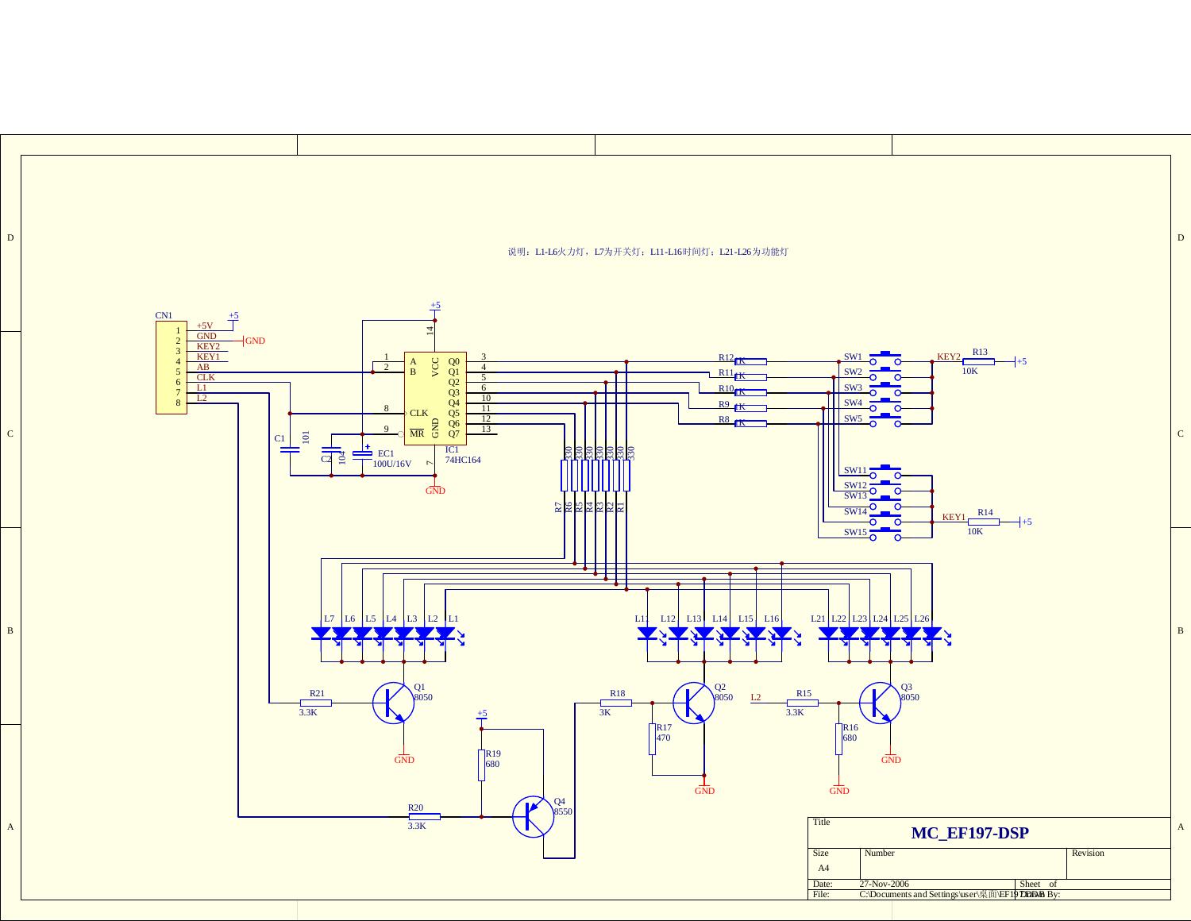说明：L1-L6火力灯，L7为开关灯；L11-L16时间灯；L21-L26为功能灯

CN1
1 +5V
2 GND
3 KEY2
4 KEY1
5 AB
6 CLK
7 L1
8 L2

+5
GND

IC1 74HC164
1 A
2 B
8 CLK
9 MR
14 VCC
7 GND
3 Q0
4 Q1
5 Q2
6 Q3
10 Q4
11 Q5
12 Q6
13 Q7

C1 101
C2 104
EC1 100U/16V

R1 330
R2 330
R3 330
R4 330
R5 330
R6 330
R7 330

R12 1K
R11 1K
R10 1K
R9 1K
R8 1K

SW1
SW2
SW3
SW4
SW5
SW11
SW12
SW13
SW14
SW15

KEY2 R13 10K +5
KEY1 R14 10K +5

L7 L6 L5 L4 L3 L2 L1
L11 L12 L13 L14 L15 L16
L21 L22 L23 L24 L25 L26

Q1 8050
Q2 8050
Q3 8050
Q4 8550

R21 3.3K
R18 3K
R17 470
R15 3.3K
R16 680
R19 680
R20 3.3K

L2
GND

| | | |
|---|---|---|
| Title | MC_EF197-DSP | |
| Size A4 | Number | Revision |
| Date: 27-Nov-2006 | Sheet of | |
| File: C:\Documents and Settings\user\桌面\EF197.DDB | Drawn By: | |